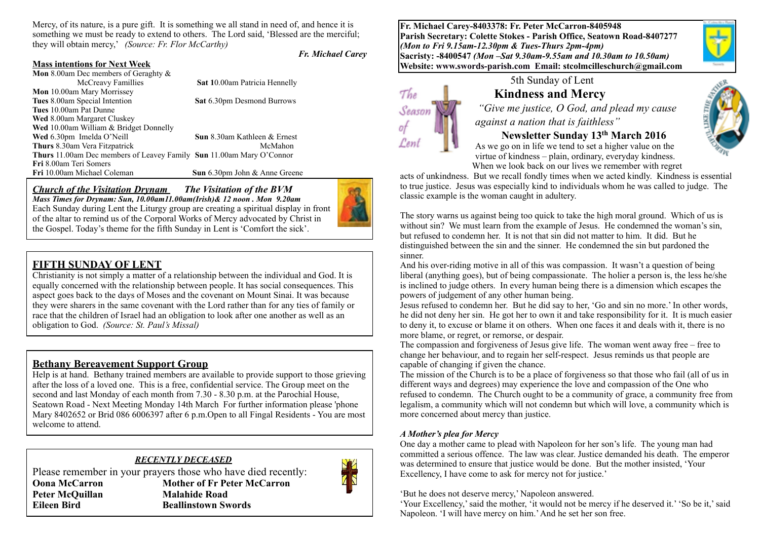Mercy, of its nature, is a pure gift. It is something we all stand in need of, and hence it is something we must be ready to extend to others. The Lord said, 'Blessed are the merciful; they will obtain mercy,' *(Source: Fr. Flor McCarthy)*

*Fr. Michael Carey*

**Mass intentions for Next Week**

**Mon** 8.00am Dec members of Geraghty & McCreavy Famillies
**Mon** 10.00am Mary Morrissey
**Tues** 8.00am Special Intention
**Tues** 10.00am Pat Dunne
**Wed** 8.00am Margaret Cluskey
**Wed** 10.00am William & Bridget Donnelly
**Wed** 6.30pm Imelda O'Neill
**Thurs** 8.30am Vera Fitzpatrick
**Thurs** 11.00am Dec members of Leavey Family
**Fri** 8.00am Teri Somers
**Fri** 10.00am Michael Coleman
**Sat** 10.00am Patricia Hennelly
**Sat** 6.30pm Desmond Burrows
**Sun** 8.30am Kathleen & Ernest McMahon
**Sun** 11.00am Mary O'Connor
**Sun** 6.30pm John & Anne Greene

***Church of the Visitation Drynam*** ***The Visitation of the BVM***

***Mass Times for Drynam: Sun, 10.00am11.00am(Irish)& 12 noon . Mon 9.20am***

Each Sunday during Lent the Liturgy group are creating a spiritual display in front of the altar to remind us of the Corporal Works of Mercy advocated by Christ in the Gospel. Today's theme for the fifth Sunday in Lent is 'Comfort the sick'.

## FIFTH SUNDAY OF LENT

Christianity is not simply a matter of a relationship between the individual and God. It is equally concerned with the relationship between people. It has social consequences. This aspect goes back to the days of Moses and the covenant on Mount Sinai. It was because they were sharers in the same covenant with the Lord rather than for any ties of family or race that the children of Israel had an obligation to look after one another as well as an obligation to God. *(Source: St. Paul's Missal)*

## Bethany Bereavement Support Group

Help is at hand. Bethany trained members are available to provide support to those grieving after the loss of a loved one. This is a free, confidential service. The Group meet on the second and last Monday of each month from 7.30 - 8.30 p.m. at the Parochial House, Seatown Road - Next Meeting Monday 14th March For further information please 'phone Mary 8402652 or Brid 086 6006397 after 6 p.m.Open to all Fingal Residents - You are most welcome to attend.

***RECENTLY DECEASED***

Please remember in your prayers those who have died recently:

| | |
|---|---|
| **Oona McCarron** | **Mother of Fr Peter McCarron** |
| **Peter McQuillan** | **Malahide Road** |
| **Eileen Bird** | **Beallinstown Swords** |

**Fr. Michael Carey-8403378: Fr. Peter McCarron-8405948**
**Parish Secretary: Colette Stokes - Parish Office, Seatown Road-8407277**
***(Mon to Fri 9.15am-12.30pm & Tues-Thurs 2pm-4pm)***
**Sacristy: -8400547** ***(Mon –Sat 9.30am-9.55am and 10.30am to 10.50am)***
**Website: www.swords-parish.com Email: stcolmcilleschurch@gmail.com**

The Season of Lent

5th Sunday of Lent

# Kindness and Mercy

*"Give me justice, O God, and plead my cause against a nation that is faithless"*

**Newsletter Sunday 13th March 2016**

As we go on in life we tend to set a higher value on the virtue of kindness – plain, ordinary, everyday kindness. When we look back on our lives we remember with regret acts of unkindness. But we recall fondly times when we acted kindly. Kindness is essential to true justice. Jesus was especially kind to individuals whom he was called to judge. The classic example is the woman caught in adultery.

The story warns us against being too quick to take the high moral ground. Which of us is without sin? We must learn from the example of Jesus. He condemned the woman's sin, but refused to condemn her. It is not that sin did not matter to him. It did. But he distinguished between the sin and the sinner. He condemned the sin but pardoned the sinner.

And his over-riding motive in all of this was compassion. It wasn't a question of being liberal (anything goes), but of being compassionate. The holier a person is, the less he/she is inclined to judge others. In every human being there is a dimension which escapes the powers of judgement of any other human being.

Jesus refused to condemn her. But he did say to her, 'Go and sin no more.' In other words, he did not deny her sin. He got her to own it and take responsibility for it. It is much easier to deny it, to excuse or blame it on others. When one faces it and deals with it, there is no more blame, or regret, or remorse, or despair.

The compassion and forgiveness of Jesus give life. The woman went away free – free to change her behaviour, and to regain her self-respect. Jesus reminds us that people are capable of changing if given the chance.

The mission of the Church is to be a place of forgiveness so that those who fail (all of us in different ways and degrees) may experience the love and compassion of the One who refused to condemn. The Church ought to be a community of grace, a community free from legalism, a community which will not condemn but which will love, a community which is more concerned about mercy than justice.

***A Mother's plea for Mercy***

One day a mother came to plead with Napoleon for her son's life. The young man had committed a serious offence. The law was clear. Justice demanded his death. The emperor was determined to ensure that justice would be done. But the mother insisted, 'Your Excellency, I have come to ask for mercy not for justice.'

'But he does not deserve mercy,' Napoleon answered.

'Your Excellency,' said the mother, 'it would not be mercy if he deserved it.' 'So be it,' said Napoleon. 'I will have mercy on him.' And he set her son free.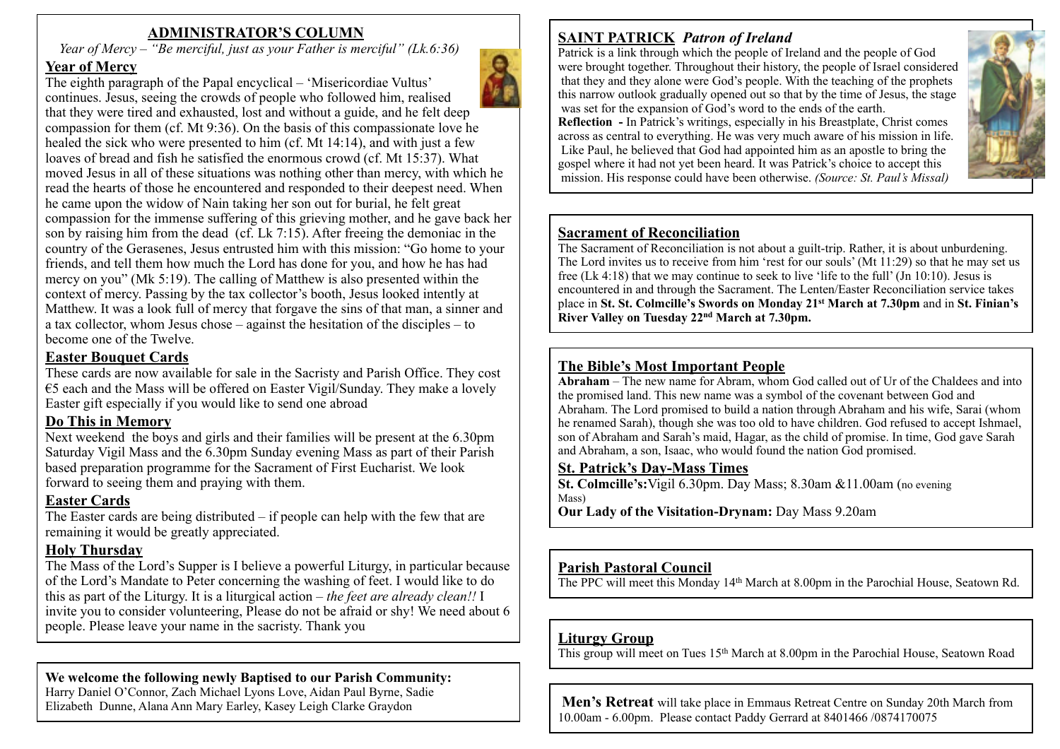## ADMINISTRATOR'S COLUMN

*Year of Mercy – "Be merciful, just as your Father is merciful" (Lk.6:36)*

### Year of Mercy

The eighth paragraph of the Papal encyclical – 'Misericordiae Vultus' continues. Jesus, seeing the crowds of people who followed him, realised that they were tired and exhausted, lost and without a guide, and he felt deep compassion for them (cf. Mt 9:36). On the basis of this compassionate love he healed the sick who were presented to him (cf. Mt 14:14), and with just a few loaves of bread and fish he satisfied the enormous crowd (cf. Mt 15:37). What moved Jesus in all of these situations was nothing other than mercy, with which he read the hearts of those he encountered and responded to their deepest need. When he came upon the widow of Nain taking her son out for burial, he felt great compassion for the immense suffering of this grieving mother, and he gave back her son by raising him from the dead (cf. Lk 7:15). After freeing the demoniac in the country of the Gerasenes, Jesus entrusted him with this mission: "Go home to your friends, and tell them how much the Lord has done for you, and how he has had mercy on you" (Mk 5:19). The calling of Matthew is also presented within the context of mercy. Passing by the tax collector's booth, Jesus looked intently at Matthew. It was a look full of mercy that forgave the sins of that man, a sinner and a tax collector, whom Jesus chose – against the hesitation of the disciples – to become one of the Twelve.

### Easter Bouquet Cards

These cards are now available for sale in the Sacristy and Parish Office. They cost €5 each and the Mass will be offered on Easter Vigil/Sunday. They make a lovely Easter gift especially if you would like to send one abroad

### Do This in Memory

Next weekend the boys and girls and their families will be present at the 6.30pm Saturday Vigil Mass and the 6.30pm Sunday evening Mass as part of their Parish based preparation programme for the Sacrament of First Eucharist. We look forward to seeing them and praying with them.

### Easter Cards

The Easter cards are being distributed – if people can help with the few that are remaining it would be greatly appreciated.

### Holy Thursday

The Mass of the Lord's Supper is I believe a powerful Liturgy, in particular because of the Lord's Mandate to Peter concerning the washing of feet. I would like to do this as part of the Liturgy. It is a liturgical action – *the feet are already clean!!* I invite you to consider volunteering, Please do not be afraid or shy! We need about 6 people. Please leave your name in the sacristy. Thank you

**We welcome the following newly Baptised to our Parish Community:**
Harry Daniel O'Connor, Zach Michael Lyons Love, Aidan Paul Byrne, Sadie Elizabeth Dunne, Alana Ann Mary Earley, Kasey Leigh Clarke Graydon

## SAINT PATRICK *Patron of Ireland*

Patrick is a link through which the people of Ireland and the people of God were brought together. Throughout their history, the people of Israel considered that they and they alone were God's people. With the teaching of the prophets this narrow outlook gradually opened out so that by the time of Jesus, the stage was set for the expansion of God's word to the ends of the earth.

**Reflection -** In Patrick's writings, especially in his Breastplate, Christ comes across as central to everything. He was very much aware of his mission in life. Like Paul, he believed that God had appointed him as an apostle to bring the gospel where it had not yet been heard. It was Patrick's choice to accept this mission. His response could have been otherwise. *(Source: St. Paul's Missal)*

### Sacrament of Reconciliation

The Sacrament of Reconciliation is not about a guilt-trip. Rather, it is about unburdening. The Lord invites us to receive from him 'rest for our souls' (Mt 11:29) so that he may set us free (Lk 4:18) that we may continue to seek to live 'life to the full' (Jn 10:10). Jesus is encountered in and through the Sacrament. The Lenten/Easter Reconciliation service takes place in **St. St. Colmcille's Swords on Monday 21st March at 7.30pm** and in **St. Finian's River Valley on Tuesday 22nd March at 7.30pm.**

### The Bible's Most Important People

**Abraham** – The new name for Abram, whom God called out of Ur of the Chaldees and into the promised land. This new name was a symbol of the covenant between God and Abraham. The Lord promised to build a nation through Abraham and his wife, Sarai (whom he renamed Sarah), though she was too old to have children. God refused to accept Ishmael, son of Abraham and Sarah's maid, Hagar, as the child of promise. In time, God gave Sarah and Abraham, a son, Isaac, who would found the nation God promised.

### St. Patrick's Day-Mass Times

**St. Colmcille's:** Vigil 6.30pm. Day Mass; 8.30am &11.00am (no evening Mass)
**Our Lady of the Visitation-Drynam:** Day Mass 9.20am

### Parish Pastoral Council

The PPC will meet this Monday 14th March at 8.00pm in the Parochial House, Seatown Rd.

### Liturgy Group

This group will meet on Tues 15th March at 8.00pm in the Parochial House, Seatown Road

**Men's Retreat** will take place in Emmaus Retreat Centre on Sunday 20th March from 10.00am - 6.00pm. Please contact Paddy Gerrard at 8401466 /0874170075